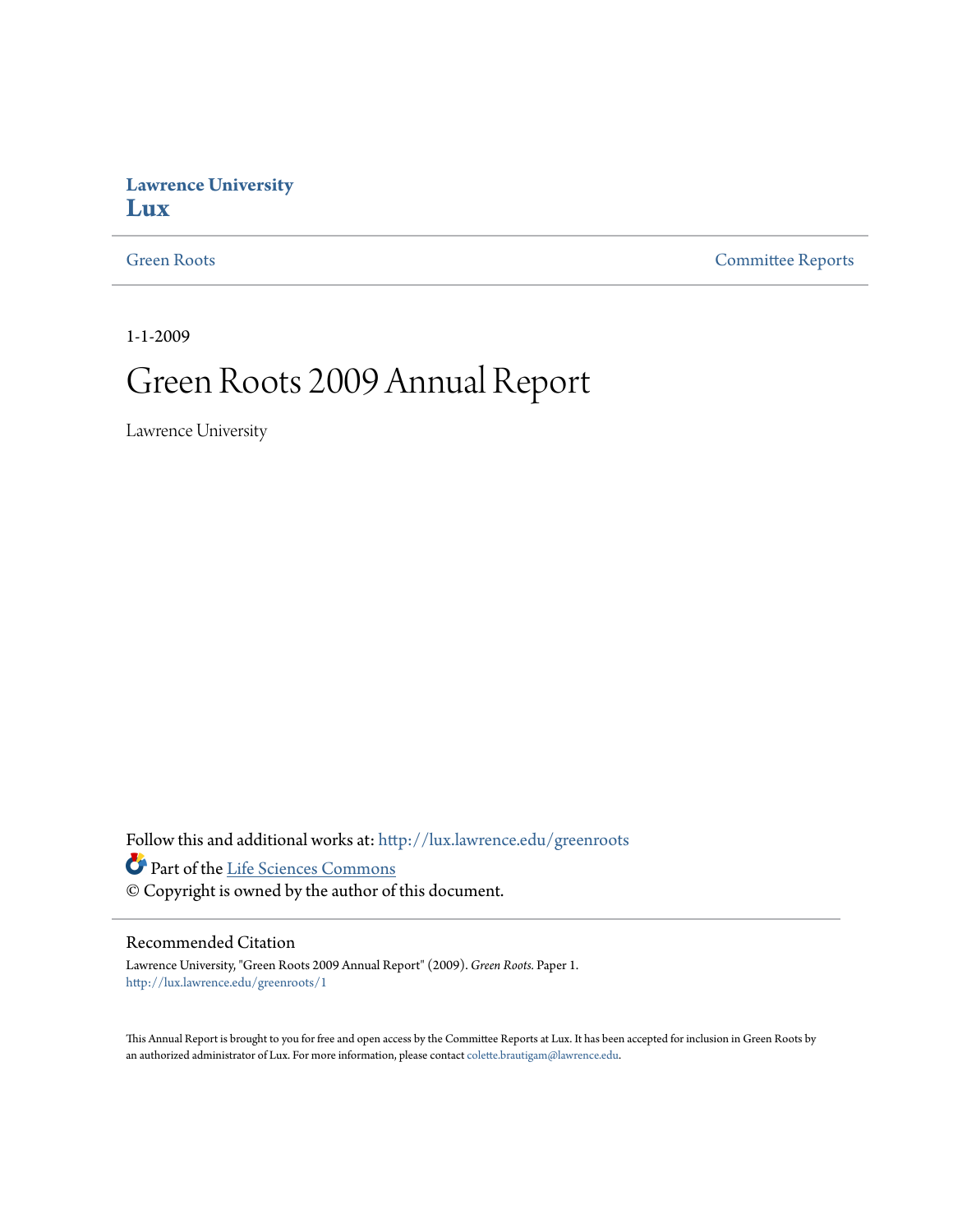Lawrence University
**Lux**

Green Roots | Committee Reports

1-1-2009

# Green Roots 2009 Annual Report

Lawrence University

Follow this and additional works at: http://lux.lawrence.edu/greenroots

Part of the Life Sciences Commons

© Copyright is owned by the author of this document.

## Recommended Citation

Lawrence University, "Green Roots 2009 Annual Report" (2009). *Green Roots.* Paper 1.
http://lux.lawrence.edu/greenroots/1

This Annual Report is brought to you for free and open access by the Committee Reports at Lux. It has been accepted for inclusion in Green Roots by an authorized administrator of Lux. For more information, please contact colette.brautigam@lawrence.edu.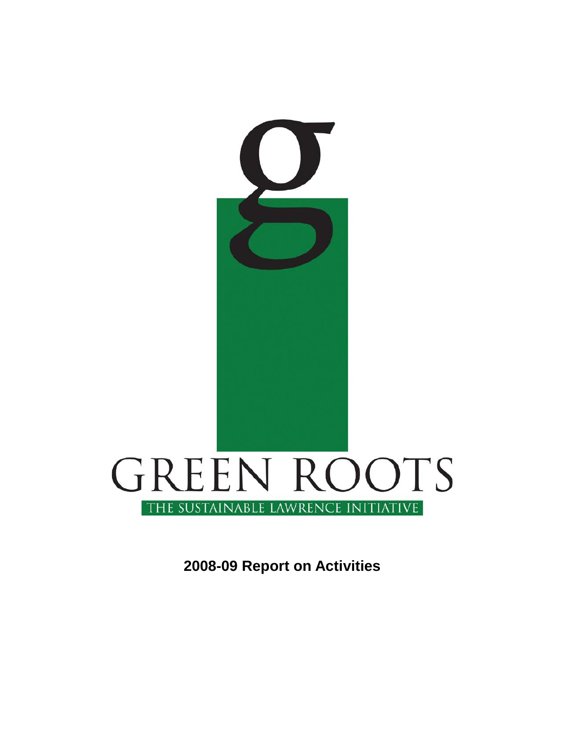# GREEN ROOTS

THE SUSTAINABLE LAWRENCE INITIATIVE

**2008-09 Report on Activities**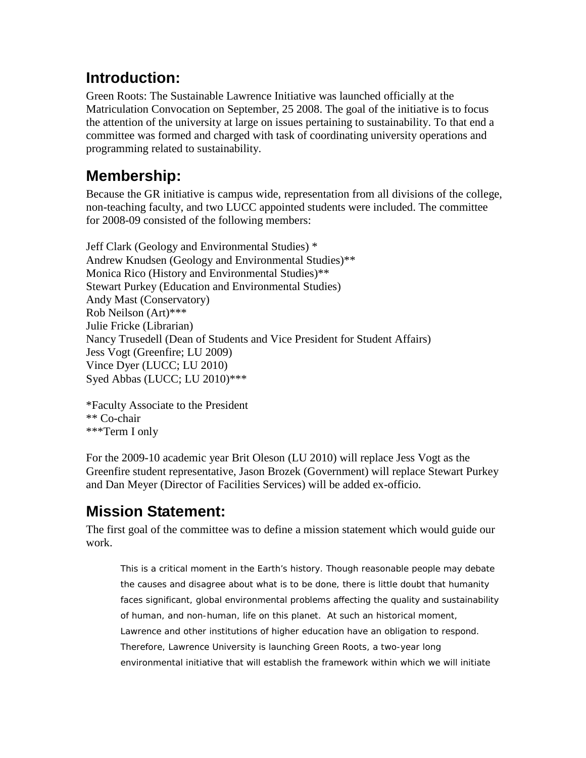## Introduction:

Green Roots: The Sustainable Lawrence Initiative was launched officially at the Matriculation Convocation on September, 25 2008. The goal of the initiative is to focus the attention of the university at large on issues pertaining to sustainability. To that end a committee was formed and charged with task of coordinating university operations and programming related to sustainability.

## Membership:

Because the GR initiative is campus wide, representation from all divisions of the college, non-teaching faculty, and two LUCC appointed students were included. The committee for 2008-09 consisted of the following members:

Jeff Clark (Geology and Environmental Studies) *  
Andrew Knudsen (Geology and Environmental Studies)**  
Monica Rico (History and Environmental Studies)**  
Stewart Purkey (Education and Environmental Studies)  
Andy Mast (Conservatory)  
Rob Neilson (Art)***  
Julie Fricke (Librarian)  
Nancy Trusedell (Dean of Students and Vice President for Student Affairs)  
Jess Vogt (Greenfire; LU 2009)  
Vince Dyer (LUCC; LU 2010)  
Syed Abbas (LUCC; LU 2010)***

*Faculty Associate to the President  
** Co-chair  
***Term I only

For the 2009-10 academic year Brit Oleson (LU 2010) will replace Jess Vogt as the Greenfire student representative, Jason Brozek (Government) will replace Stewart Purkey and Dan Meyer (Director of Facilities Services) will be added ex-officio.

## Mission Statement:

The first goal of the committee was to define a mission statement which would guide our work.

> This is a critical moment in the Earth's history. Though reasonable people may debate the causes and disagree about what is to be done, there is little doubt that humanity faces significant, global environmental problems affecting the quality and sustainability of human, and non-human, life on this planet. At such an historical moment, Lawrence and other institutions of higher education have an obligation to respond. Therefore, Lawrence University is launching Green Roots, a two-year long environmental initiative that will establish the framework within which we will initiate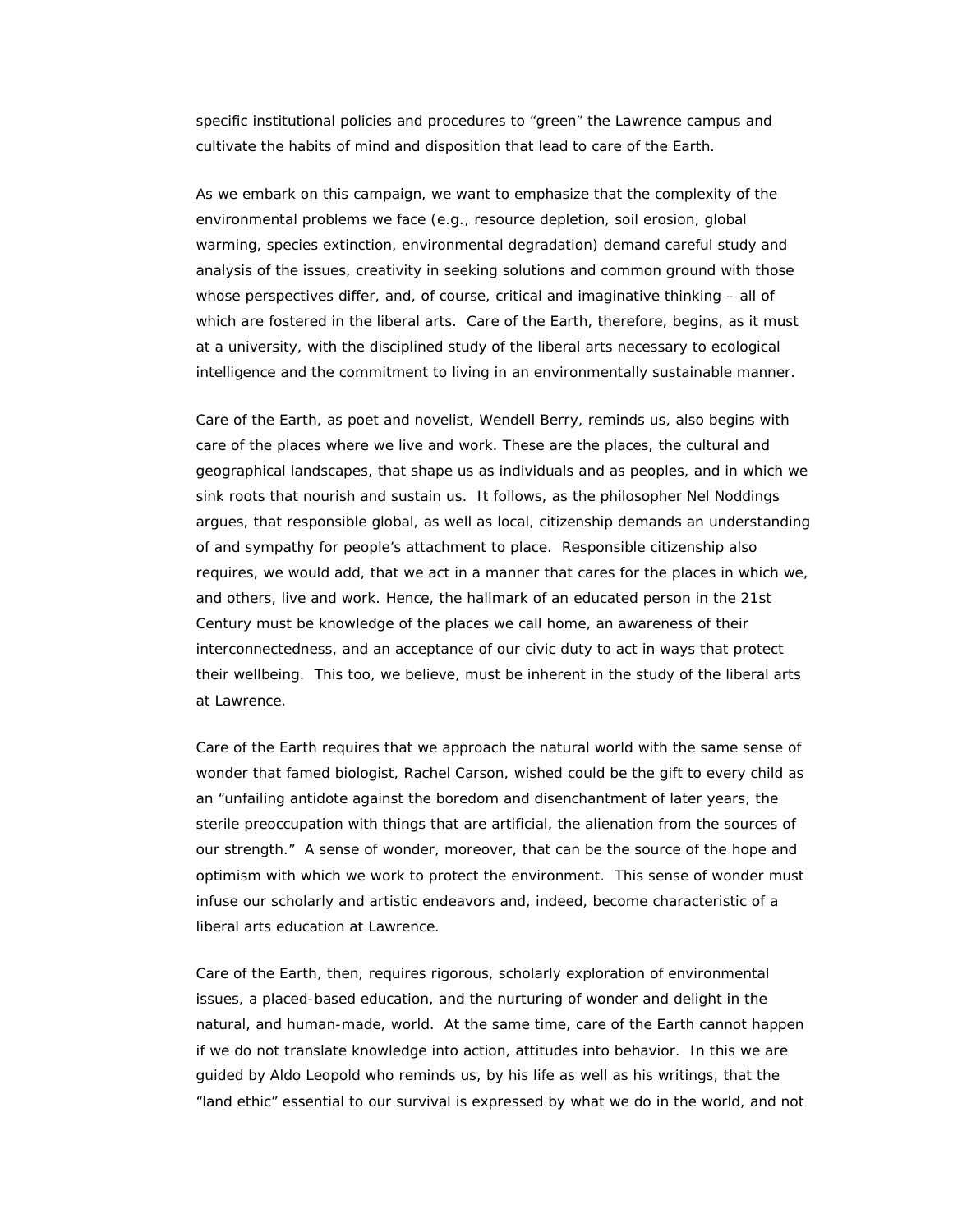specific institutional policies and procedures to “green” the Lawrence campus and cultivate the habits of mind and disposition that lead to care of the Earth.

As we embark on this campaign, we want to emphasize that the complexity of the environmental problems we face (e.g., resource depletion, soil erosion, global warming, species extinction, environmental degradation) demand careful study and analysis of the issues, creativity in seeking solutions and common ground with those whose perspectives differ, and, of course, critical and imaginative thinking – all of which are fostered in the liberal arts. Care of the Earth, therefore, begins, as it must at a university, with the disciplined study of the liberal arts necessary to ecological intelligence and the commitment to living in an environmentally sustainable manner.

Care of the Earth, as poet and novelist, Wendell Berry, reminds us, also begins with care of the places where we live and work. These are the places, the cultural and geographical landscapes, that shape us as individuals and as peoples, and in which we sink roots that nourish and sustain us. It follows, as the philosopher Nel Noddings argues, that responsible global, as well as local, citizenship demands an understanding of and sympathy for people’s attachment to place. Responsible citizenship also requires, we would add, that we act in a manner that cares for the places in which we, and others, live and work. Hence, the hallmark of an educated person in the 21st Century must be knowledge of the places we call home, an awareness of their interconnectedness, and an acceptance of our civic duty to act in ways that protect their wellbeing. This too, we believe, must be inherent in the study of the liberal arts at Lawrence.

Care of the Earth requires that we approach the natural world with the same sense of wonder that famed biologist, Rachel Carson, wished could be the gift to every child as an “unfailing antidote against the boredom and disenchantment of later years, the sterile preoccupation with things that are artificial, the alienation from the sources of our strength.” A sense of wonder, moreover, that can be the source of the hope and optimism with which we work to protect the environment. This sense of wonder must infuse our scholarly and artistic endeavors and, indeed, become characteristic of a liberal arts education at Lawrence.

Care of the Earth, then, requires rigorous, scholarly exploration of environmental issues, a placed-based education, and the nurturing of wonder and delight in the natural, and human-made, world. At the same time, care of the Earth cannot happen if we do not translate knowledge into action, attitudes into behavior. In this we are guided by Aldo Leopold who reminds us, by his life as well as his writings, that the “land ethic” essential to our survival is expressed by what we do in the world, and not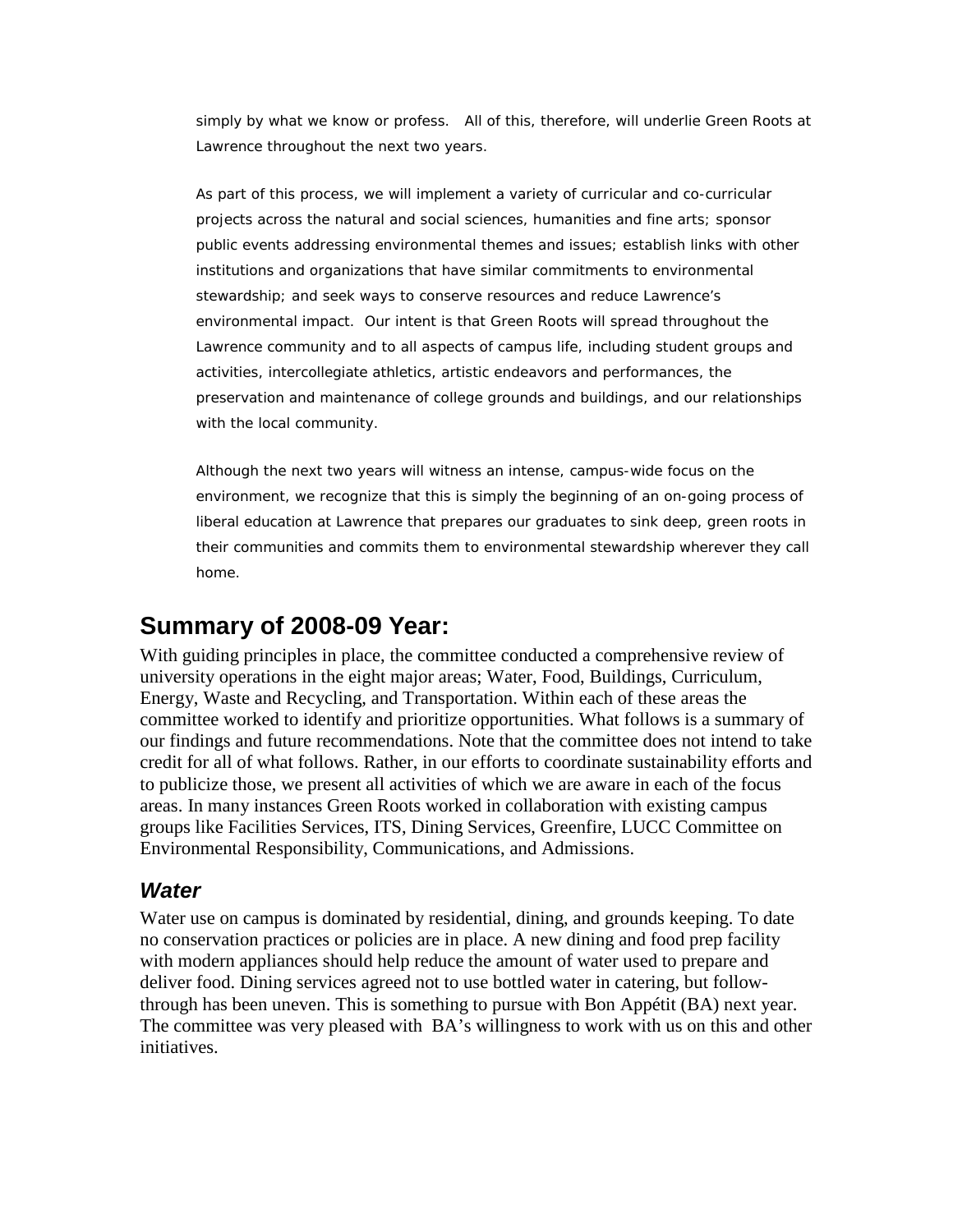simply by what we know or profess. All of this, therefore, will underlie Green Roots at Lawrence throughout the next two years.

As part of this process, we will implement a variety of curricular and co-curricular projects across the natural and social sciences, humanities and fine arts; sponsor public events addressing environmental themes and issues; establish links with other institutions and organizations that have similar commitments to environmental stewardship; and seek ways to conserve resources and reduce Lawrence's environmental impact. Our intent is that Green Roots will spread throughout the Lawrence community and to all aspects of campus life, including student groups and activities, intercollegiate athletics, artistic endeavors and performances, the preservation and maintenance of college grounds and buildings, and our relationships with the local community.

Although the next two years will witness an intense, campus-wide focus on the environment, we recognize that this is simply the beginning of an on-going process of liberal education at Lawrence that prepares our graduates to sink deep, green roots in their communities and commits them to environmental stewardship wherever they call home.

## Summary of 2008-09 Year:

With guiding principles in place, the committee conducted a comprehensive review of university operations in the eight major areas; Water, Food, Buildings, Curriculum, Energy, Waste and Recycling, and Transportation. Within each of these areas the committee worked to identify and prioritize opportunities. What follows is a summary of our findings and future recommendations. Note that the committee does not intend to take credit for all of what follows. Rather, in our efforts to coordinate sustainability efforts and to publicize those, we present all activities of which we are aware in each of the focus areas. In many instances Green Roots worked in collaboration with existing campus groups like Facilities Services, ITS, Dining Services, Greenfire, LUCC Committee on Environmental Responsibility, Communications, and Admissions.

### *Water*

Water use on campus is dominated by residential, dining, and grounds keeping. To date no conservation practices or policies are in place. A new dining and food prep facility with modern appliances should help reduce the amount of water used to prepare and deliver food. Dining services agreed not to use bottled water in catering, but follow-through has been uneven. This is something to pursue with Bon Appétit (BA) next year. The committee was very pleased with BA's willingness to work with us on this and other initiatives.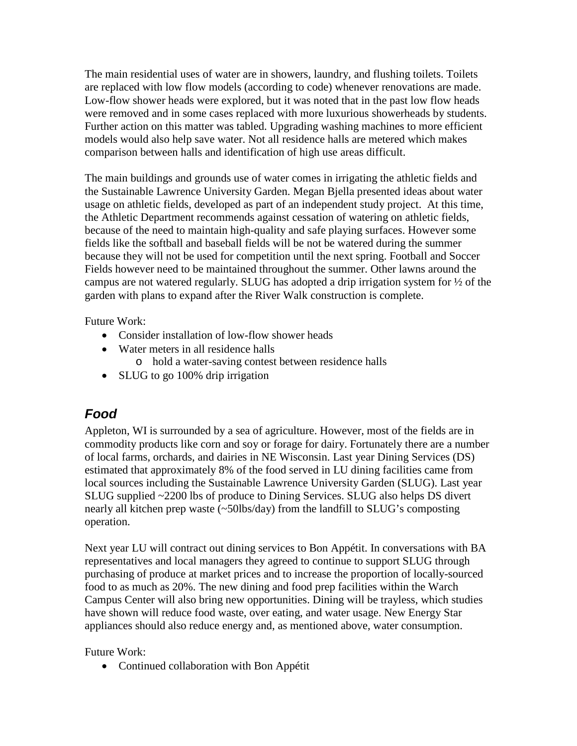The main residential uses of water are in showers, laundry, and flushing toilets. Toilets are replaced with low flow models (according to code) whenever renovations are made. Low-flow shower heads were explored, but it was noted that in the past low flow heads were removed and in some cases replaced with more luxurious showerheads by students. Further action on this matter was tabled. Upgrading washing machines to more efficient models would also help save water. Not all residence halls are metered which makes comparison between halls and identification of high use areas difficult.

The main buildings and grounds use of water comes in irrigating the athletic fields and the Sustainable Lawrence University Garden. Megan Bjella presented ideas about water usage on athletic fields, developed as part of an independent study project. At this time, the Athletic Department recommends against cessation of watering on athletic fields, because of the need to maintain high-quality and safe playing surfaces. However some fields like the softball and baseball fields will be not be watered during the summer because they will not be used for competition until the next spring. Football and Soccer Fields however need to be maintained throughout the summer. Other lawns around the campus are not watered regularly. SLUG has adopted a drip irrigation system for ½ of the garden with plans to expand after the River Walk construction is complete.

Future Work:

- Consider installation of low-flow shower heads
- Water meters in all residence halls
  - hold a water-saving contest between residence halls
- SLUG to go 100% drip irrigation

## *Food*

Appleton, WI is surrounded by a sea of agriculture. However, most of the fields are in commodity products like corn and soy or forage for dairy. Fortunately there are a number of local farms, orchards, and dairies in NE Wisconsin. Last year Dining Services (DS) estimated that approximately 8% of the food served in LU dining facilities came from local sources including the Sustainable Lawrence University Garden (SLUG). Last year SLUG supplied ~2200 lbs of produce to Dining Services. SLUG also helps DS divert nearly all kitchen prep waste (~50lbs/day) from the landfill to SLUG's composting operation.

Next year LU will contract out dining services to Bon Appétit. In conversations with BA representatives and local managers they agreed to continue to support SLUG through purchasing of produce at market prices and to increase the proportion of locally-sourced food to as much as 20%. The new dining and food prep facilities within the Warch Campus Center will also bring new opportunities. Dining will be trayless, which studies have shown will reduce food waste, over eating, and water usage. New Energy Star appliances should also reduce energy and, as mentioned above, water consumption.

Future Work:

- Continued collaboration with Bon Appétit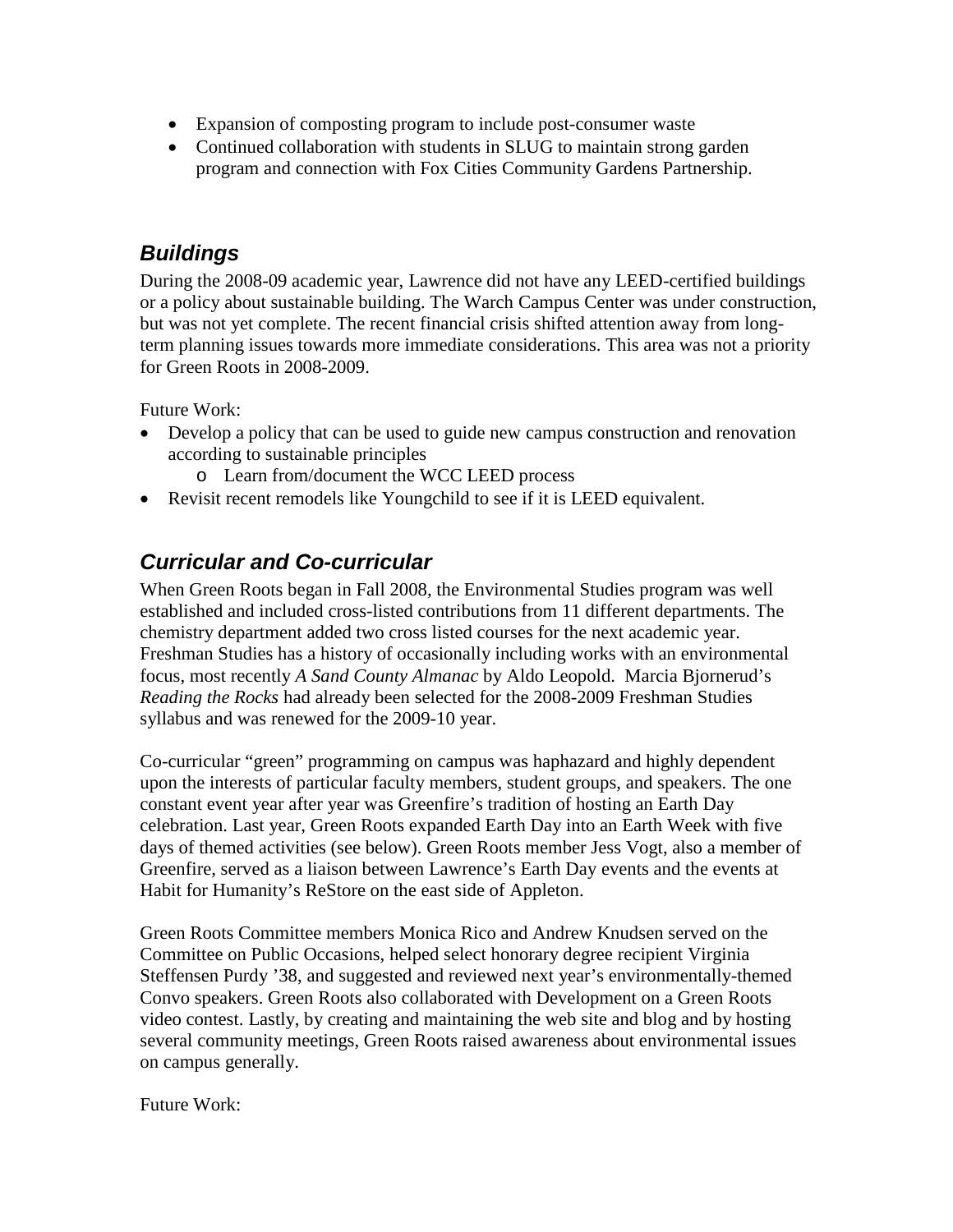- Expansion of composting program to include post-consumer waste
- Continued collaboration with students in SLUG to maintain strong garden program and connection with Fox Cities Community Gardens Partnership.

## *Buildings*

During the 2008-09 academic year, Lawrence did not have any LEED-certified buildings or a policy about sustainable building. The Warch Campus Center was under construction, but was not yet complete. The recent financial crisis shifted attention away from long-term planning issues towards more immediate considerations. This area was not a priority for Green Roots in 2008-2009.

Future Work:

- Develop a policy that can be used to guide new campus construction and renovation according to sustainable principles
    - Learn from/document the WCC LEED process
- Revisit recent remodels like Youngchild to see if it is LEED equivalent.

## *Curricular and Co-curricular*

When Green Roots began in Fall 2008, the Environmental Studies program was well established and included cross-listed contributions from 11 different departments. The chemistry department added two cross listed courses for the next academic year. Freshman Studies has a history of occasionally including works with an environmental focus, most recently *A Sand County Almanac* by Aldo Leopold. Marcia Bjornerud's *Reading the Rocks* had already been selected for the 2008-2009 Freshman Studies syllabus and was renewed for the 2009-10 year.

Co-curricular "green" programming on campus was haphazard and highly dependent upon the interests of particular faculty members, student groups, and speakers. The one constant event year after year was Greenfire's tradition of hosting an Earth Day celebration. Last year, Green Roots expanded Earth Day into an Earth Week with five days of themed activities (see below). Green Roots member Jess Vogt, also a member of Greenfire, served as a liaison between Lawrence's Earth Day events and the events at Habit for Humanity's ReStore on the east side of Appleton.

Green Roots Committee members Monica Rico and Andrew Knudsen served on the Committee on Public Occasions, helped select honorary degree recipient Virginia Steffensen Purdy '38, and suggested and reviewed next year's environmentally-themed Convo speakers. Green Roots also collaborated with Development on a Green Roots video contest. Lastly, by creating and maintaining the web site and blog and by hosting several community meetings, Green Roots raised awareness about environmental issues on campus generally.

Future Work: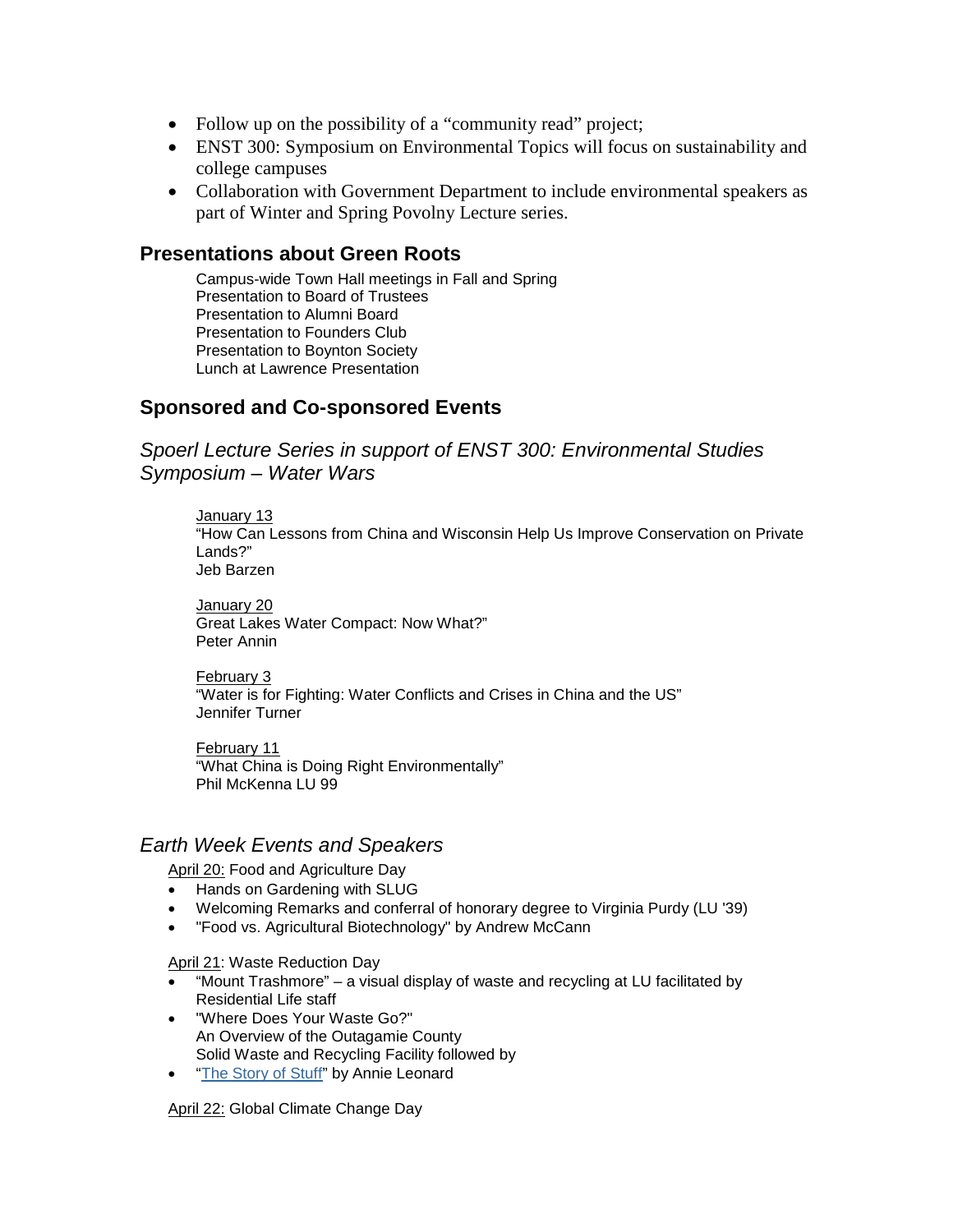- Follow up on the possibility of a "community read" project;
- ENST 300: Symposium on Environmental Topics will focus on sustainability and college campuses
- Collaboration with Government Department to include environmental speakers as part of Winter and Spring Povolny Lecture series.

## Presentations about Green Roots

Campus-wide Town Hall meetings in Fall and Spring
Presentation to Board of Trustees
Presentation to Alumni Board
Presentation to Founders Club
Presentation to Boynton Society
Lunch at Lawrence Presentation

## Sponsored and Co-sponsored Events

### *Spoerl Lecture Series in support of ENST 300: Environmental Studies Symposium – Water Wars*

January 13
"How Can Lessons from China and Wisconsin Help Us Improve Conservation on Private Lands?"
Jeb Barzen

January 20
Great Lakes Water Compact: Now What?"
Peter Annin

February 3
"Water is for Fighting: Water Conflicts and Crises in China and the US"
Jennifer Turner

February 11
"What China is Doing Right Environmentally"
Phil McKenna LU 99

### *Earth Week Events and Speakers*

April 20: Food and Agriculture Day

- Hands on Gardening with SLUG
- Welcoming Remarks and conferral of honorary degree to Virginia Purdy (LU '39)
- "Food vs. Agricultural Biotechnology" by Andrew McCann

April 21: Waste Reduction Day

- "Mount Trashmore" – a visual display of waste and recycling at LU facilitated by Residential Life staff
- "Where Does Your Waste Go?"
  An Overview of the Outagamie County
  Solid Waste and Recycling Facility followed by
- "The Story of Stuff" by Annie Leonard

April 22: Global Climate Change Day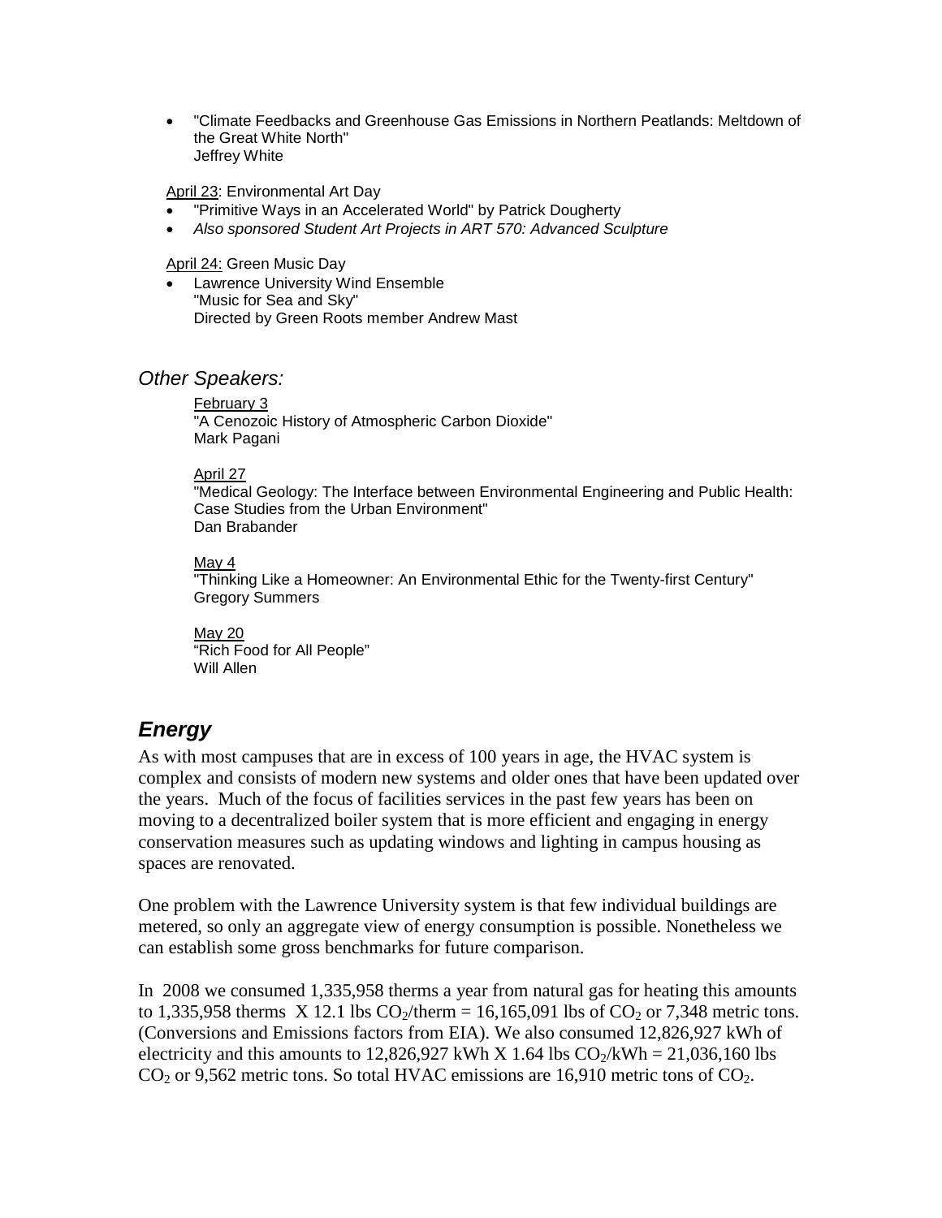- "Climate Feedbacks and Greenhouse Gas Emissions in Northern Peatlands: Meltdown of the Great White North"
  Jeffrey White

April 23: Environmental Art Day

- "Primitive Ways in an Accelerated World" by Patrick Dougherty
- *Also sponsored Student Art Projects in ART 570: Advanced Sculpture*

April 24: Green Music Day

- Lawrence University Wind Ensemble
  "Music for Sea and Sky"
  Directed by Green Roots member Andrew Mast

### *Other Speakers:*

February 3
"A Cenozoic History of Atmospheric Carbon Dioxide"
Mark Pagani

April 27
"Medical Geology: The Interface between Environmental Engineering and Public Health: Case Studies from the Urban Environment"
Dan Brabander

May 4
"Thinking Like a Homeowner: An Environmental Ethic for the Twenty-first Century"
Gregory Summers

May 20
"Rich Food for All People"
Will Allen

## ***Energy***

As with most campuses that are in excess of 100 years in age, the HVAC system is complex and consists of modern new systems and older ones that have been updated over the years. Much of the focus of facilities services in the past few years has been on moving to a decentralized boiler system that is more efficient and engaging in energy conservation measures such as updating windows and lighting in campus housing as spaces are renovated.

One problem with the Lawrence University system is that few individual buildings are metered, so only an aggregate view of energy consumption is possible. Nonetheless we can establish some gross benchmarks for future comparison.

In 2008 we consumed 1,335,958 therms a year from natural gas for heating this amounts to 1,335,958 therms X 12.1 lbs $CO_2$/therm = 16,165,091 lbs of $CO_2$ or 7,348 metric tons. (Conversions and Emissions factors from EIA). We also consumed 12,826,927 kWh of electricity and this amounts to 12,826,927 kWh X 1.64 lbs $CO_2$/kWh = 21,036,160 lbs $CO_2$ or 9,562 metric tons. So total HVAC emissions are 16,910 metric tons of $CO_2$.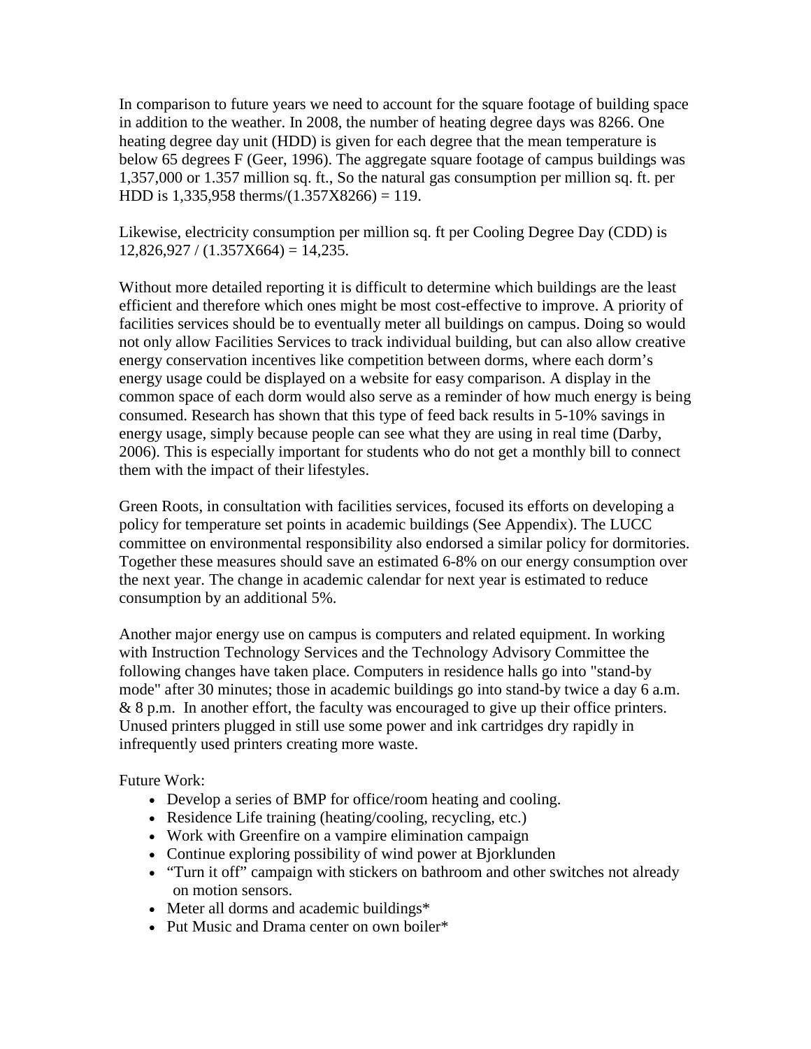In comparison to future years we need to account for the square footage of building space in addition to the weather. In 2008, the number of heating degree days was 8266. One heating degree day unit (HDD) is given for each degree that the mean temperature is below 65 degrees F (Geer, 1996). The aggregate square footage of campus buildings was 1,357,000 or 1.357 million sq. ft., So the natural gas consumption per million sq. ft. per HDD is 1,335,958 therms/(1.357X8266) = 119.

Likewise, electricity consumption per million sq. ft per Cooling Degree Day (CDD) is 12,826,927 / (1.357X664) = 14,235.

Without more detailed reporting it is difficult to determine which buildings are the least efficient and therefore which ones might be most cost-effective to improve. A priority of facilities services should be to eventually meter all buildings on campus. Doing so would not only allow Facilities Services to track individual building, but can also allow creative energy conservation incentives like competition between dorms, where each dorm's energy usage could be displayed on a website for easy comparison. A display in the common space of each dorm would also serve as a reminder of how much energy is being consumed. Research has shown that this type of feed back results in 5-10% savings in energy usage, simply because people can see what they are using in real time (Darby, 2006). This is especially important for students who do not get a monthly bill to connect them with the impact of their lifestyles.

Green Roots, in consultation with facilities services, focused its efforts on developing a policy for temperature set points in academic buildings (See Appendix). The LUCC committee on environmental responsibility also endorsed a similar policy for dormitories. Together these measures should save an estimated 6-8% on our energy consumption over the next year. The change in academic calendar for next year is estimated to reduce consumption by an additional 5%.

Another major energy use on campus is computers and related equipment. In working with Instruction Technology Services and the Technology Advisory Committee the following changes have taken place. Computers in residence halls go into "stand-by mode" after 30 minutes; those in academic buildings go into stand-by twice a day 6 a.m. & 8 p.m. In another effort, the faculty was encouraged to give up their office printers. Unused printers plugged in still use some power and ink cartridges dry rapidly in infrequently used printers creating more waste.

Future Work:

- Develop a series of BMP for office/room heating and cooling.
- Residence Life training (heating/cooling, recycling, etc.)
- Work with Greenfire on a vampire elimination campaign
- Continue exploring possibility of wind power at Bjorklunden
- "Turn it off" campaign with stickers on bathroom and other switches not already on motion sensors.
- Meter all dorms and academic buildings*
- Put Music and Drama center on own boiler*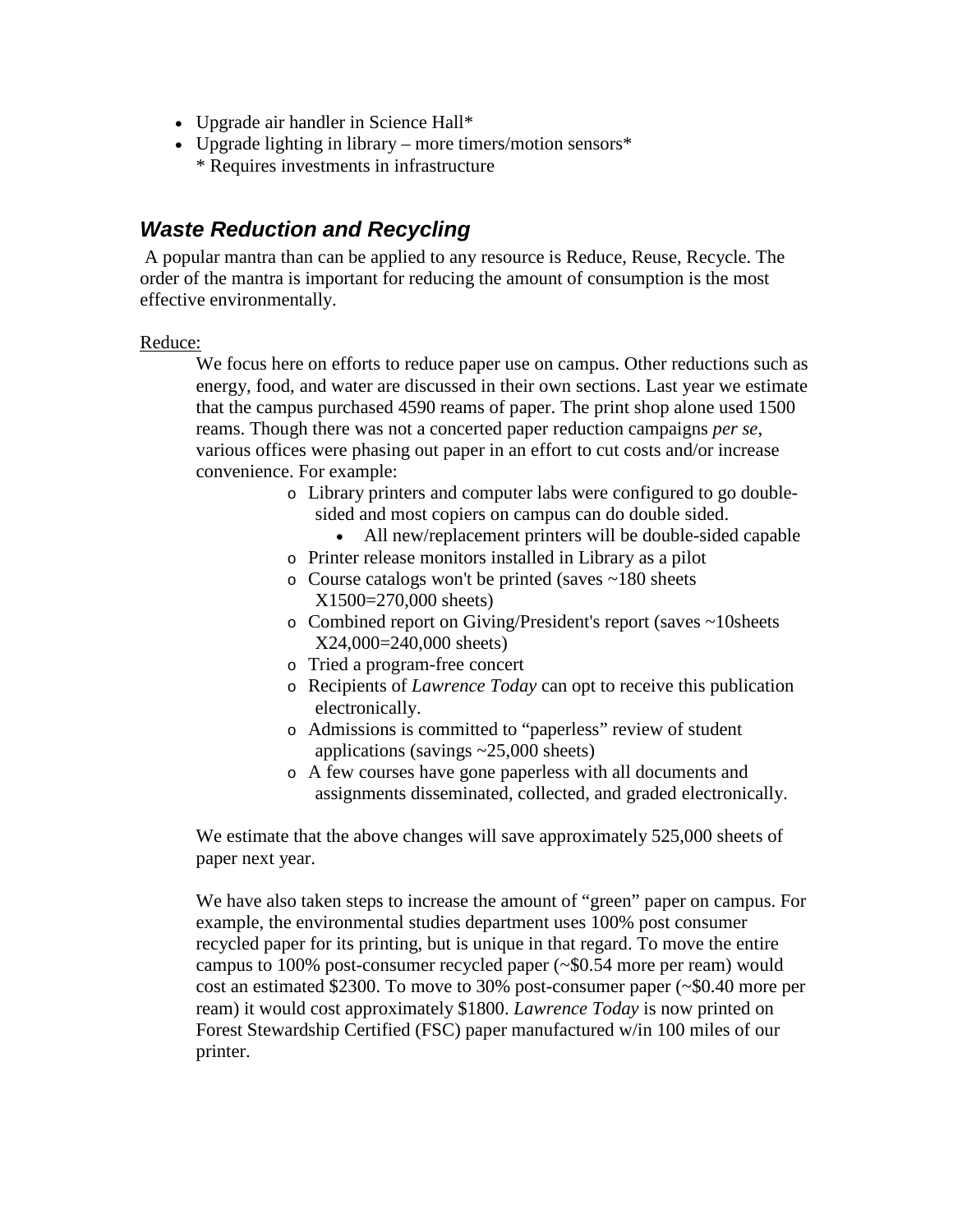- Upgrade air handler in Science Hall*
- Upgrade lighting in library – more timers/motion sensors*
  * Requires investments in infrastructure

## *Waste Reduction and Recycling*

A popular mantra than can be applied to any resource is Reduce, Reuse, Recycle. The order of the mantra is important for reducing the amount of consumption is the most effective environmentally.

<u>Reduce:</u>

We focus here on efforts to reduce paper use on campus. Other reductions such as energy, food, and water are discussed in their own sections. Last year we estimate that the campus purchased 4590 reams of paper. The print shop alone used 1500 reams. Though there was not a concerted paper reduction campaigns *per se*, various offices were phasing out paper in an effort to cut costs and/or increase convenience. For example:

- Library printers and computer labs were configured to go double-sided and most copiers on campus can do double sided.
  - All new/replacement printers will be double-sided capable
- Printer release monitors installed in Library as a pilot
- Course catalogs won't be printed (saves ~180 sheets X1500=270,000 sheets)
- Combined report on Giving/President's report (saves ~10sheets X24,000=240,000 sheets)
- Tried a program-free concert
- Recipients of *Lawrence Today* can opt to receive this publication electronically.
- Admissions is committed to "paperless" review of student applications (savings ~25,000 sheets)
- A few courses have gone paperless with all documents and assignments disseminated, collected, and graded electronically.

We estimate that the above changes will save approximately 525,000 sheets of paper next year.

We have also taken steps to increase the amount of "green" paper on campus. For example, the environmental studies department uses 100% post consumer recycled paper for its printing, but is unique in that regard. To move the entire campus to 100% post-consumer recycled paper (~$0.54 more per ream) would cost an estimated $2300. To move to 30% post-consumer paper (~$0.40 more per ream) it would cost approximately $1800. *Lawrence Today* is now printed on Forest Stewardship Certified (FSC) paper manufactured w/in 100 miles of our printer.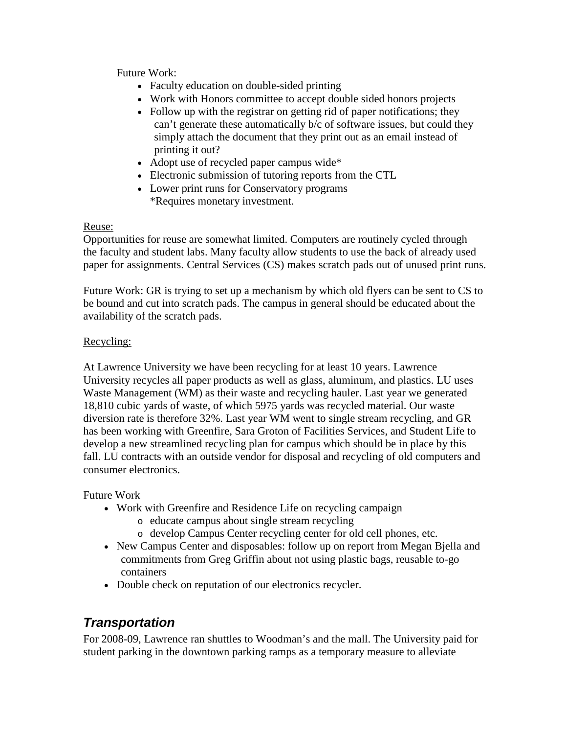Future Work:

- Faculty education on double-sided printing
- Work with Honors committee to accept double sided honors projects
- Follow up with the registrar on getting rid of paper notifications; they can't generate these automatically b/c of software issues, but could they simply attach the document that they print out as an email instead of printing it out?
- Adopt use of recycled paper campus wide*
- Electronic submission of tutoring reports from the CTL
- Lower print runs for Conservatory programs

*Requires monetary investment.

Reuse:

Opportunities for reuse are somewhat limited. Computers are routinely cycled through the faculty and student labs. Many faculty allow students to use the back of already used paper for assignments. Central Services (CS) makes scratch pads out of unused print runs.

Future Work: GR is trying to set up a mechanism by which old flyers can be sent to CS to be bound and cut into scratch pads. The campus in general should be educated about the availability of the scratch pads.

Recycling:

At Lawrence University we have been recycling for at least 10 years. Lawrence University recycles all paper products as well as glass, aluminum, and plastics. LU uses Waste Management (WM) as their waste and recycling hauler. Last year we generated 18,810 cubic yards of waste, of which 5975 yards was recycled material. Our waste diversion rate is therefore 32%. Last year WM went to single stream recycling, and GR has been working with Greenfire, Sara Groton of Facilities Services, and Student Life to develop a new streamlined recycling plan for campus which should be in place by this fall. LU contracts with an outside vendor for disposal and recycling of old computers and consumer electronics.

Future Work

- Work with Greenfire and Residence Life on recycling campaign
  - educate campus about single stream recycling
  - develop Campus Center recycling center for old cell phones, etc.
- New Campus Center and disposables: follow up on report from Megan Bjella and commitments from Greg Griffin about not using plastic bags, reusable to-go containers
- Double check on reputation of our electronics recycler.

## *Transportation*

For 2008-09, Lawrence ran shuttles to Woodman's and the mall. The University paid for student parking in the downtown parking ramps as a temporary measure to alleviate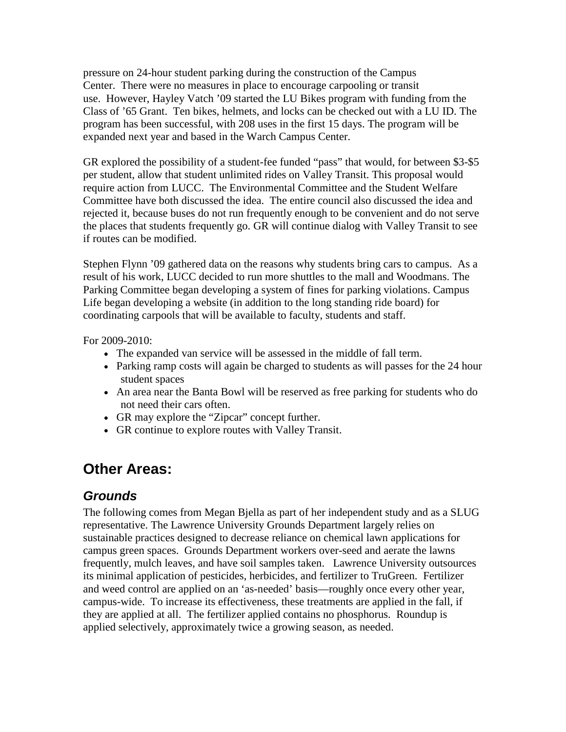pressure on 24-hour student parking during the construction of the Campus Center. There were no measures in place to encourage carpooling or transit use. However, Hayley Vatch '09 started the LU Bikes program with funding from the Class of '65 Grant. Ten bikes, helmets, and locks can be checked out with a LU ID. The program has been successful, with 208 uses in the first 15 days. The program will be expanded next year and based in the Warch Campus Center.

GR explored the possibility of a student-fee funded "pass" that would, for between $3-$5 per student, allow that student unlimited rides on Valley Transit. This proposal would require action from LUCC. The Environmental Committee and the Student Welfare Committee have both discussed the idea. The entire council also discussed the idea and rejected it, because buses do not run frequently enough to be convenient and do not serve the places that students frequently go. GR will continue dialog with Valley Transit to see if routes can be modified.

Stephen Flynn '09 gathered data on the reasons why students bring cars to campus. As a result of his work, LUCC decided to run more shuttles to the mall and Woodmans. The Parking Committee began developing a system of fines for parking violations. Campus Life began developing a website (in addition to the long standing ride board) for coordinating carpools that will be available to faculty, students and staff.

For 2009-2010:

- The expanded van service will be assessed in the middle of fall term.
- Parking ramp costs will again be charged to students as will passes for the 24 hour student spaces
- An area near the Banta Bowl will be reserved as free parking for students who do not need their cars often.
- GR may explore the "Zipcar" concept further.
- GR continue to explore routes with Valley Transit.

# Other Areas:

## *Grounds*

The following comes from Megan Bjella as part of her independent study and as a SLUG representative. The Lawrence University Grounds Department largely relies on sustainable practices designed to decrease reliance on chemical lawn applications for campus green spaces. Grounds Department workers over-seed and aerate the lawns frequently, mulch leaves, and have soil samples taken. Lawrence University outsources its minimal application of pesticides, herbicides, and fertilizer to TruGreen. Fertilizer and weed control are applied on an 'as-needed' basis—roughly once every other year, campus-wide. To increase its effectiveness, these treatments are applied in the fall, if they are applied at all. The fertilizer applied contains no phosphorus. Roundup is applied selectively, approximately twice a growing season, as needed.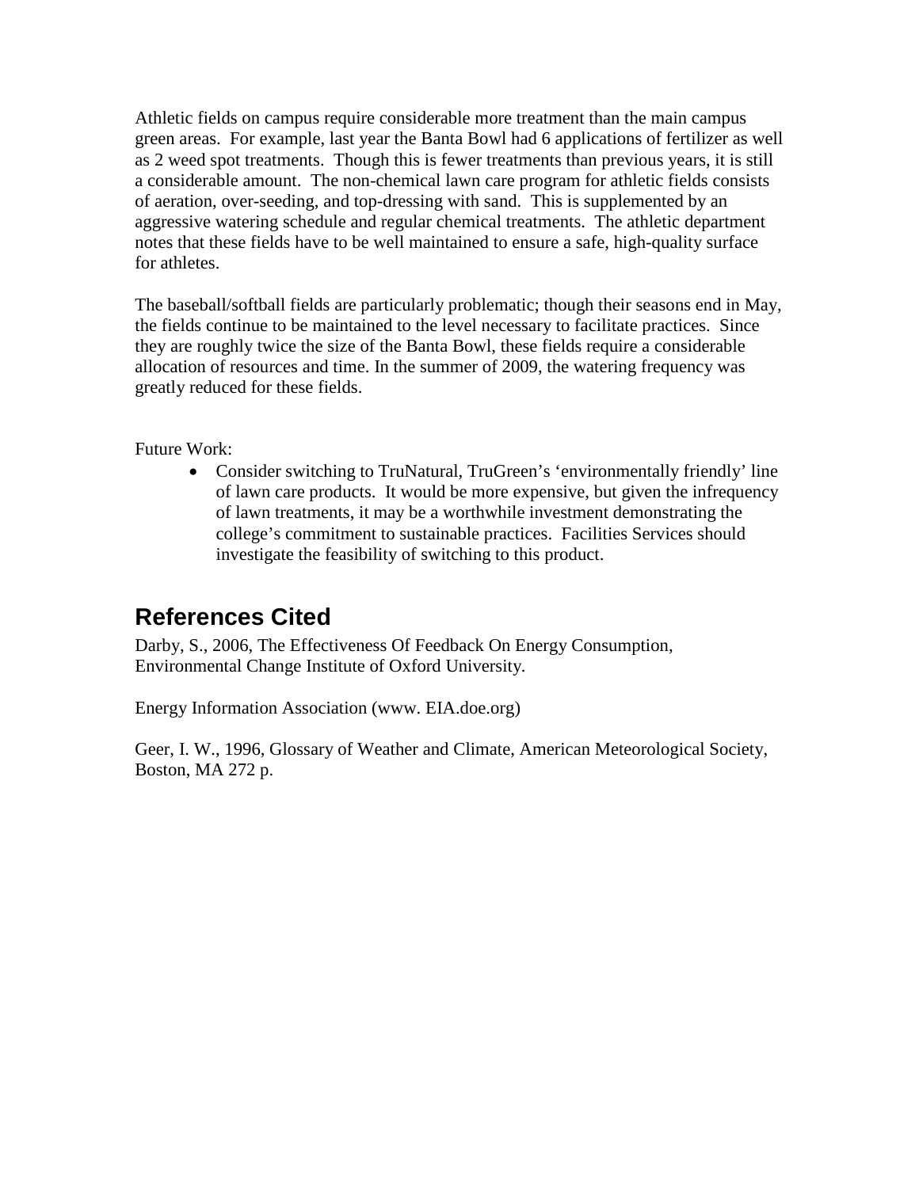Athletic fields on campus require considerable more treatment than the main campus green areas. For example, last year the Banta Bowl had 6 applications of fertilizer as well as 2 weed spot treatments. Though this is fewer treatments than previous years, it is still a considerable amount. The non-chemical lawn care program for athletic fields consists of aeration, over-seeding, and top-dressing with sand. This is supplemented by an aggressive watering schedule and regular chemical treatments. The athletic department notes that these fields have to be well maintained to ensure a safe, high-quality surface for athletes.

The baseball/softball fields are particularly problematic; though their seasons end in May, the fields continue to be maintained to the level necessary to facilitate practices. Since they are roughly twice the size of the Banta Bowl, these fields require a considerable allocation of resources and time. In the summer of 2009, the watering frequency was greatly reduced for these fields.

Future Work:

- Consider switching to TruNatural, TruGreen's 'environmentally friendly' line of lawn care products. It would be more expensive, but given the infrequency of lawn treatments, it may be a worthwhile investment demonstrating the college's commitment to sustainable practices. Facilities Services should investigate the feasibility of switching to this product.

## References Cited

Darby, S., 2006, The Effectiveness Of Feedback On Energy Consumption, Environmental Change Institute of Oxford University.

Energy Information Association (www. EIA.doe.org)

Geer, I. W., 1996, Glossary of Weather and Climate, American Meteorological Society, Boston, MA 272 p.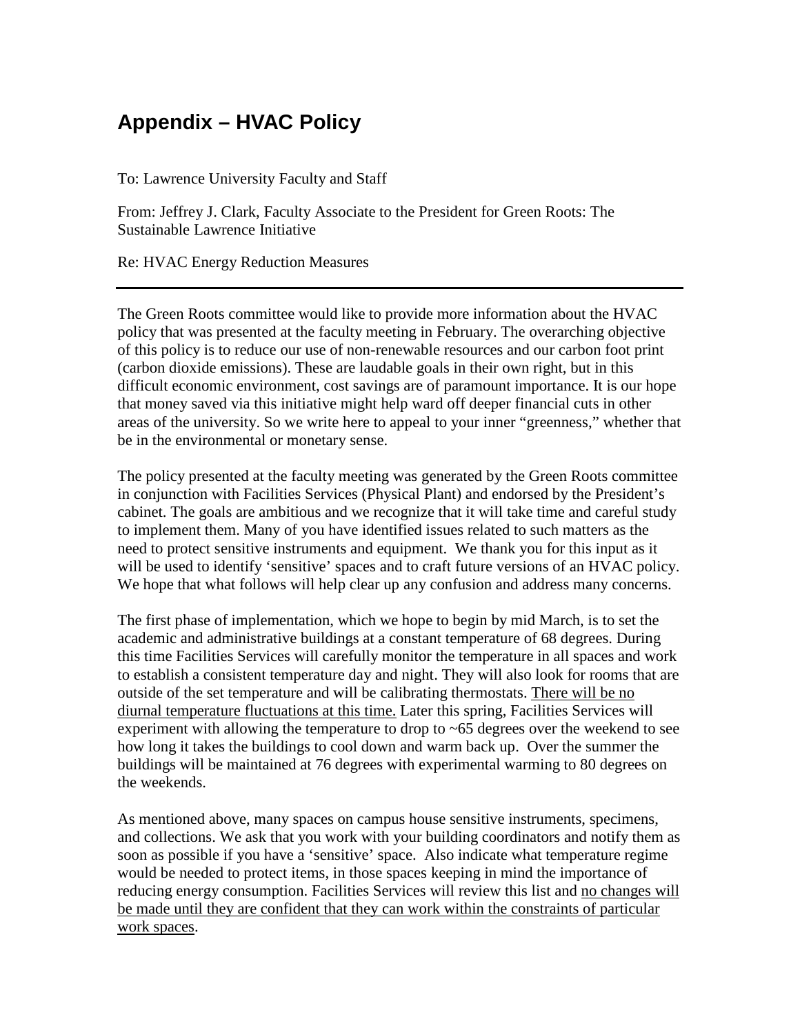# Appendix – HVAC Policy

To: Lawrence University Faculty and Staff

From: Jeffrey J. Clark, Faculty Associate to the President for Green Roots: The Sustainable Lawrence Initiative

Re: HVAC Energy Reduction Measures

---

The Green Roots committee would like to provide more information about the HVAC policy that was presented at the faculty meeting in February. The overarching objective of this policy is to reduce our use of non-renewable resources and our carbon foot print (carbon dioxide emissions). These are laudable goals in their own right, but in this difficult economic environment, cost savings are of paramount importance. It is our hope that money saved via this initiative might help ward off deeper financial cuts in other areas of the university. So we write here to appeal to your inner "greenness," whether that be in the environmental or monetary sense.

The policy presented at the faculty meeting was generated by the Green Roots committee in conjunction with Facilities Services (Physical Plant) and endorsed by the President's cabinet. The goals are ambitious and we recognize that it will take time and careful study to implement them. Many of you have identified issues related to such matters as the need to protect sensitive instruments and equipment. We thank you for this input as it will be used to identify 'sensitive' spaces and to craft future versions of an HVAC policy. We hope that what follows will help clear up any confusion and address many concerns.

The first phase of implementation, which we hope to begin by mid March, is to set the academic and administrative buildings at a constant temperature of 68 degrees. During this time Facilities Services will carefully monitor the temperature in all spaces and work to establish a consistent temperature day and night. They will also look for rooms that are outside of the set temperature and will be calibrating thermostats. <u>There will be no diurnal temperature fluctuations at this time.</u> Later this spring, Facilities Services will experiment with allowing the temperature to drop to ~65 degrees over the weekend to see how long it takes the buildings to cool down and warm back up. Over the summer the buildings will be maintained at 76 degrees with experimental warming to 80 degrees on the weekends.

As mentioned above, many spaces on campus house sensitive instruments, specimens, and collections. We ask that you work with your building coordinators and notify them as soon as possible if you have a 'sensitive' space. Also indicate what temperature regime would be needed to protect items, in those spaces keeping in mind the importance of reducing energy consumption. Facilities Services will review this list and <u>no changes will be made until they are confident that they can work within the constraints of particular work spaces</u>.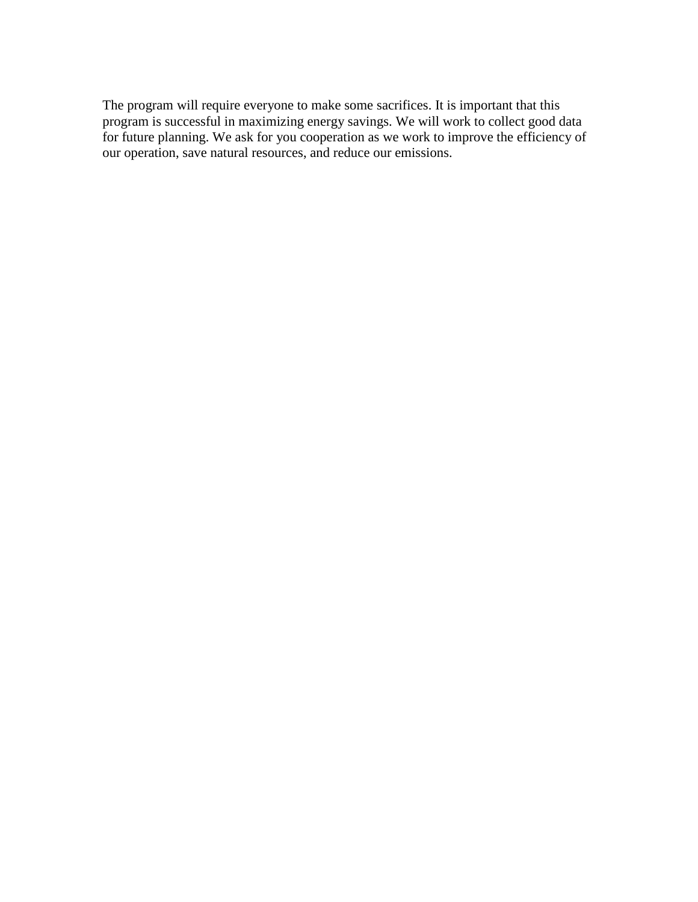The program will require everyone to make some sacrifices. It is important that this program is successful in maximizing energy savings. We will work to collect good data for future planning. We ask for you cooperation as we work to improve the efficiency of our operation, save natural resources, and reduce our emissions.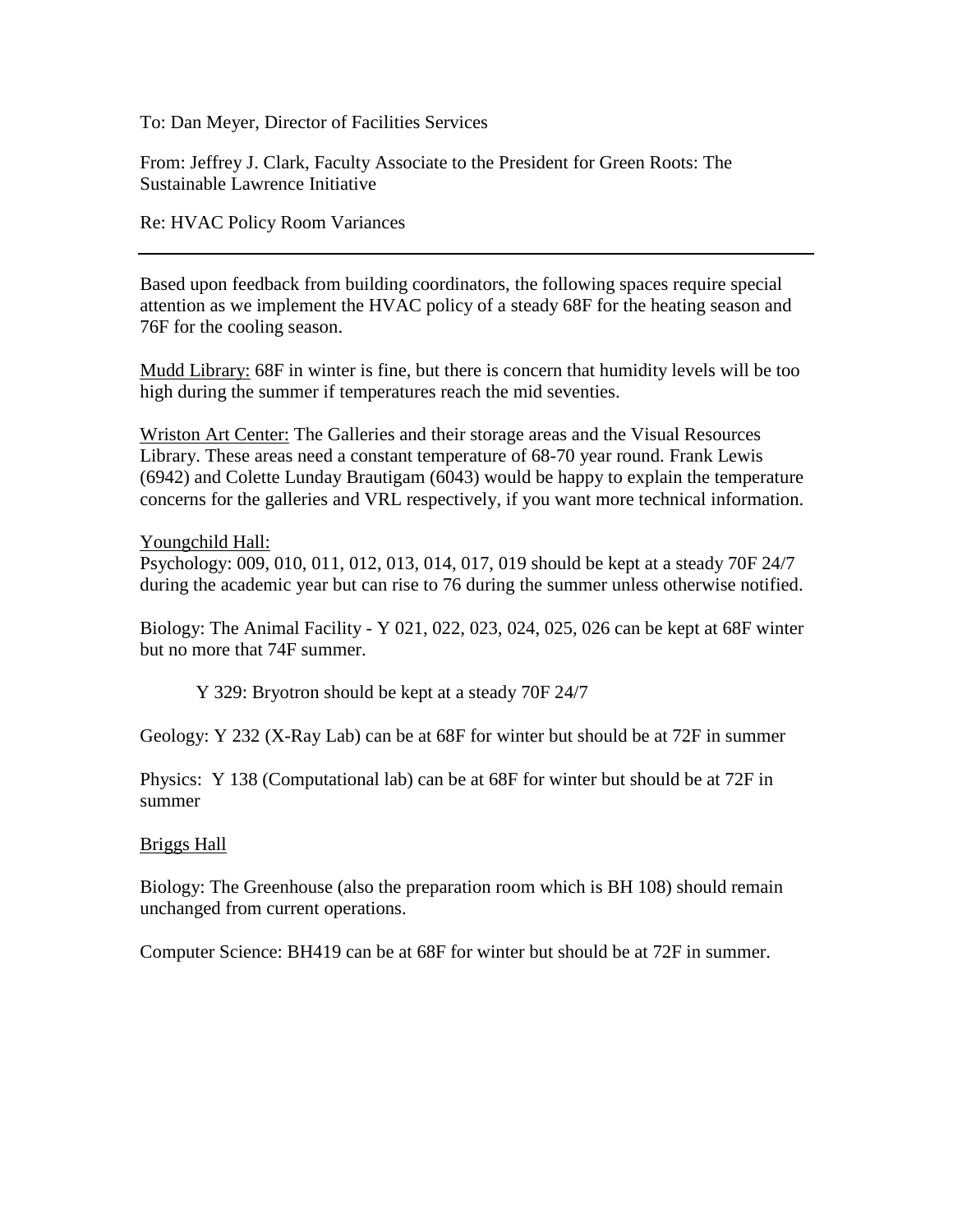To: Dan Meyer, Director of Facilities Services

From: Jeffrey J. Clark, Faculty Associate to the President for Green Roots: The Sustainable Lawrence Initiative

Re: HVAC Policy Room Variances

---

Based upon feedback from building coordinators, the following spaces require special attention as we implement the HVAC policy of a steady 68F for the heating season and 76F for the cooling season.

<u>Mudd Library:</u> 68F in winter is fine, but there is concern that humidity levels will be too high during the summer if temperatures reach the mid seventies.

<u>Wriston Art Center:</u> The Galleries and their storage areas and the Visual Resources Library. These areas need a constant temperature of 68-70 year round. Frank Lewis (6942) and Colette Lunday Brautigam (6043) would be happy to explain the temperature concerns for the galleries and VRL respectively, if you want more technical information.

<u>Youngchild Hall:</u>
Psychology: 009, 010, 011, 012, 013, 014, 017, 019 should be kept at a steady 70F 24/7 during the academic year but can rise to 76 during the summer unless otherwise notified.

Biology: The Animal Facility - Y 021, 022, 023, 024, 025, 026 can be kept at 68F winter but no more that 74F summer.

Y 329: Bryotron should be kept at a steady 70F 24/7

Geology: Y 232 (X-Ray Lab) can be at 68F for winter but should be at 72F in summer

Physics: Y 138 (Computational lab) can be at 68F for winter but should be at 72F in summer

<u>Briggs Hall</u>

Biology: The Greenhouse (also the preparation room which is BH 108) should remain unchanged from current operations.

Computer Science: BH419 can be at 68F for winter but should be at 72F in summer.